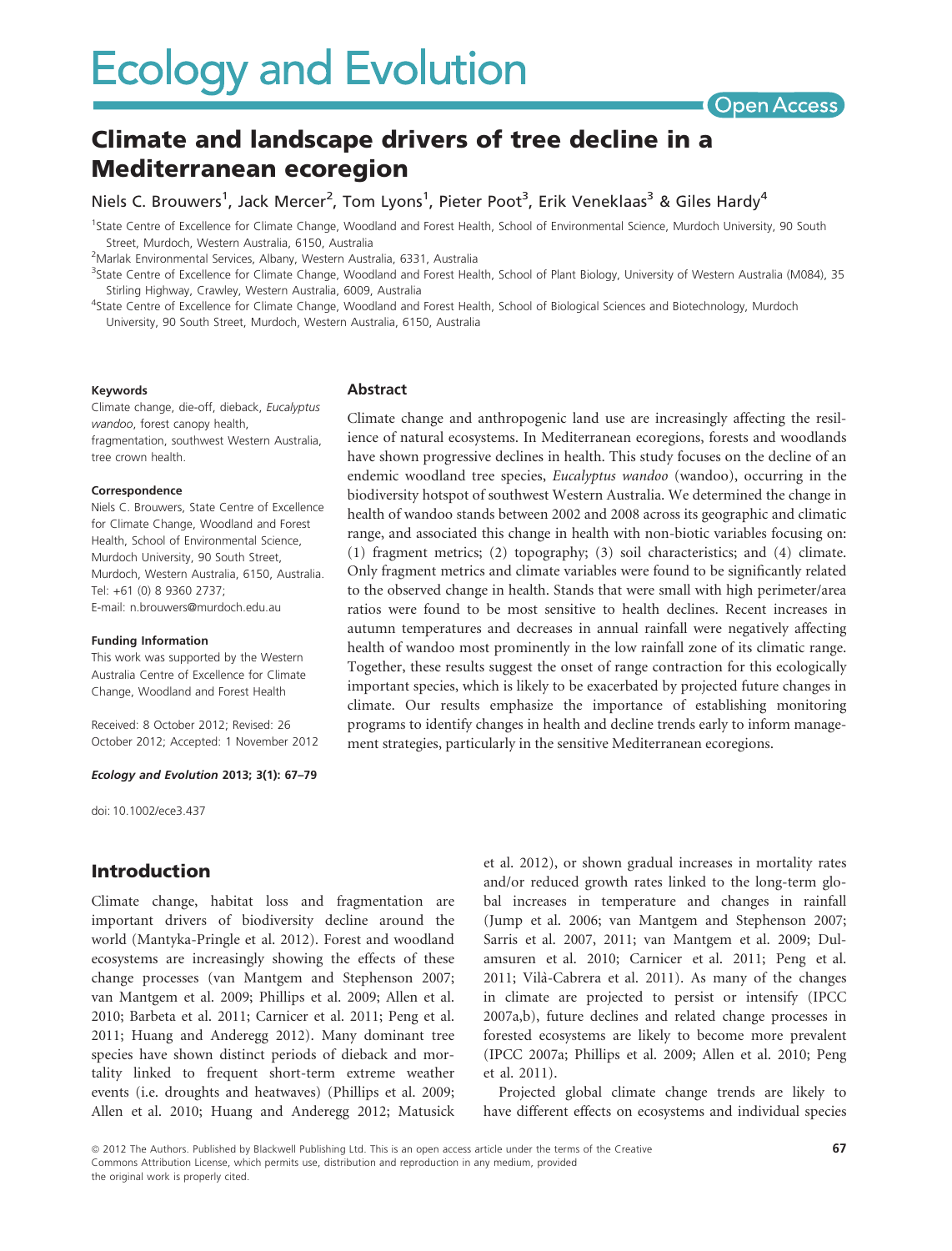# Climate and landscape drivers of tree decline in a Mediterranean ecoregion

Niels C. Brouwers[1], Jack Mercer[2], Tom Lyons[1], Pieter Poot[3], Erik Veneklaas[3] & Giles Hardy[4]

[1]State Centre of Excellence for Climate Change, Woodland and Forest Health, School of Environmental Science, Murdoch University, 90 South Street, Murdoch, Western Australia, 6150, Australia

[2]Marlak Environmental Services, Albany, Western Australia, 6331, Australia

[3]State Centre of Excellence for Climate Change, Woodland and Forest Health, School of Plant Biology, University of Western Australia (M084), 35 Stirling Highway, Crawley, Western Australia, 6009, Australia

[4]State Centre of Excellence for Climate Change, Woodland and Forest Health, School of Biological Sciences and Biotechnology, Murdoch University, 90 South Street, Murdoch, Western Australia, 6150, Australia

#### Keywords

Climate change, die-off, dieback, *Eucalyptus wandoo*, forest canopy health, fragmentation, southwest Western Australia, tree crown health.

#### Correspondence

Niels C. Brouwers, State Centre of Excellence for Climate Change, Woodland and Forest Health, School of Environmental Science, Murdoch University, 90 South Street, Murdoch, Western Australia, 6150, Australia. Tel: +61 (0) 8 9360 2737; E-mail: n.brouwers@murdoch.edu.au

#### Funding Information

This work was supported by the Western Australia Centre of Excellence for Climate Change, Woodland and Forest Health

Received: 8 October 2012; Revised: 26 October 2012; Accepted: 1 November 2012

***Ecology and Evolution* 2013; 3(1): 67–79**

doi: 10.1002/ece3.437

## Abstract

Climate change and anthropogenic land use are increasingly affecting the resilience of natural ecosystems. In Mediterranean ecoregions, forests and woodlands have shown progressive declines in health. This study focuses on the decline of an endemic woodland tree species, *Eucalyptus wandoo* (wandoo), occurring in the biodiversity hotspot of southwest Western Australia. We determined the change in health of wandoo stands between 2002 and 2008 across its geographic and climatic range, and associated this change in health with non-biotic variables focusing on: (1) fragment metrics; (2) topography; (3) soil characteristics; and (4) climate. Only fragment metrics and climate variables were found to be significantly related to the observed change in health. Stands that were small with high perimeter/area ratios were found to be most sensitive to health declines. Recent increases in autumn temperatures and decreases in annual rainfall were negatively affecting health of wandoo most prominently in the low rainfall zone of its climatic range. Together, these results suggest the onset of range contraction for this ecologically important species, which is likely to be exacerbated by projected future changes in climate. Our results emphasize the importance of establishing monitoring programs to identify changes in health and decline trends early to inform management strategies, particularly in the sensitive Mediterranean ecoregions.

## Introduction

Climate change, habitat loss and fragmentation are important drivers of biodiversity decline around the world (Mantyka-Pringle et al. 2012). Forest and woodland ecosystems are increasingly showing the effects of these change processes (van Mantgem and Stephenson 2007; van Mantgem et al. 2009; Phillips et al. 2009; Allen et al. 2010; Barbeta et al. 2011; Carnicer et al. 2011; Peng et al. 2011; Huang and Anderegg 2012). Many dominant tree species have shown distinct periods of dieback and mortality linked to frequent short-term extreme weather events (i.e. droughts and heatwaves) (Phillips et al. 2009; Allen et al. 2010; Huang and Anderegg 2012; Matusick et al. 2012), or shown gradual increases in mortality rates and/or reduced growth rates linked to the long-term global increases in temperature and changes in rainfall (Jump et al. 2006; van Mantgem and Stephenson 2007; Sarris et al. 2007, 2011; van Mantgem et al. 2009; Dulamsuren et al. 2010; Carnicer et al. 2011; Peng et al. 2011; Vilà-Cabrera et al. 2011). As many of the changes in climate are projected to persist or intensify (IPCC 2007a,b), future declines and related change processes in forested ecosystems are likely to become more prevalent (IPCC 2007a; Phillips et al. 2009; Allen et al. 2010; Peng et al. 2011).

Projected global climate change trends are likely to have different effects on ecosystems and individual species

© 2012 The Authors. Published by Blackwell Publishing Ltd. This is an open access article under the terms of the Creative Commons Attribution License, which permits use, distribution and reproduction in any medium, provided the original work is properly cited.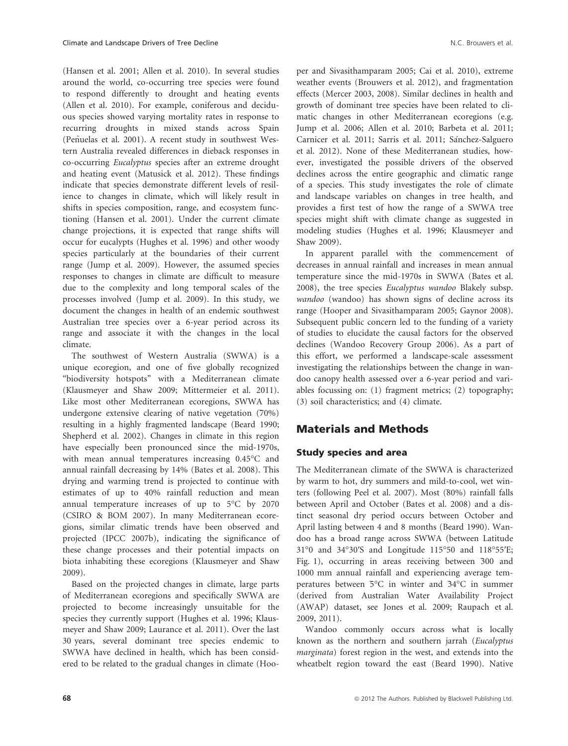(Hansen et al. 2001; Allen et al. 2010). In several studies around the world, co-occurring tree species were found to respond differently to drought and heating events (Allen et al. 2010). For example, coniferous and deciduous species showed varying mortality rates in response to recurring droughts in mixed stands across Spain (Peñuelas et al. 2001). A recent study in southwest Western Australia revealed differences in dieback responses in co-occurring *Eucalyptus* species after an extreme drought and heating event (Matusick et al. 2012). These findings indicate that species demonstrate different levels of resilience to changes in climate, which will likely result in shifts in species composition, range, and ecosystem functioning (Hansen et al. 2001). Under the current climate change projections, it is expected that range shifts will occur for eucalypts (Hughes et al. 1996) and other woody species particularly at the boundaries of their current range (Jump et al. 2009). However, the assumed species responses to changes in climate are difficult to measure due to the complexity and long temporal scales of the processes involved (Jump et al. 2009). In this study, we document the changes in health of an endemic southwest Australian tree species over a 6-year period across its range and associate it with the changes in the local climate.

The southwest of Western Australia (SWWA) is a unique ecoregion, and one of five globally recognized "biodiversity hotspots" with a Mediterranean climate (Klausmeyer and Shaw 2009; Mittermeier et al. 2011). Like most other Mediterranean ecoregions, SWWA has undergone extensive clearing of native vegetation (70%) resulting in a highly fragmented landscape (Beard 1990; Shepherd et al. 2002). Changes in climate in this region have especially been pronounced since the mid-1970s, with mean annual temperatures increasing 0.45°C and annual rainfall decreasing by 14% (Bates et al. 2008). This drying and warming trend is projected to continue with estimates of up to 40% rainfall reduction and mean annual temperature increases of up to 5°C by 2070 (CSIRO & BOM 2007). In many Mediterranean ecoregions, similar climatic trends have been observed and projected (IPCC 2007b), indicating the significance of these change processes and their potential impacts on biota inhabiting these ecoregions (Klausmeyer and Shaw 2009).

Based on the projected changes in climate, large parts of Mediterranean ecoregions and specifically SWWA are projected to become increasingly unsuitable for the species they currently support (Hughes et al. 1996; Klausmeyer and Shaw 2009; Laurance et al. 2011). Over the last 30 years, several dominant tree species endemic to SWWA have declined in health, which has been considered to be related to the gradual changes in climate (Hooper and Sivasithamparam 2005; Cai et al. 2010), extreme weather events (Brouwers et al. 2012), and fragmentation effects (Mercer 2003, 2008). Similar declines in health and growth of dominant tree species have been related to climatic changes in other Mediterranean ecoregions (e.g. Jump et al. 2006; Allen et al. 2010; Barbeta et al. 2011; Carnicer et al. 2011; Sarris et al. 2011; Sánchez-Salguero et al. 2012). None of these Mediterranean studies, however, investigated the possible drivers of the observed declines across the entire geographic and climatic range of a species. This study investigates the role of climate and landscape variables on changes in tree health, and provides a first test of how the range of a SWWA tree species might shift with climate change as suggested in modeling studies (Hughes et al. 1996; Klausmeyer and Shaw 2009).

In apparent parallel with the commencement of decreases in annual rainfall and increases in mean annual temperature since the mid-1970s in SWWA (Bates et al. 2008), the tree species *Eucalyptus wandoo* Blakely subsp. *wandoo* (wandoo) has shown signs of decline across its range (Hooper and Sivasithamparam 2005; Gaynor 2008). Subsequent public concern led to the funding of a variety of studies to elucidate the causal factors for the observed declines (Wandoo Recovery Group 2006). As a part of this effort, we performed a landscape-scale assessment investigating the relationships between the change in wandoo canopy health assessed over a 6-year period and variables focussing on: (1) fragment metrics; (2) topography; (3) soil characteristics; and (4) climate.

## Materials and Methods

### Study species and area

The Mediterranean climate of the SWWA is characterized by warm to hot, dry summers and mild-to-cool, wet winters (following Peel et al. 2007). Most (80%) rainfall falls between April and October (Bates et al. 2008) and a distinct seasonal dry period occurs between October and April lasting between 4 and 8 months (Beard 1990). Wandoo has a broad range across SWWA (between Latitude 31°0 and 34°30′S and Longitude 115°50 and 118°55′E; Fig. 1), occurring in areas receiving between 300 and 1000 mm annual rainfall and experiencing average temperatures between 5°C in winter and 34°C in summer (derived from Australian Water Availability Project (AWAP) dataset, see Jones et al. 2009; Raupach et al. 2009, 2011).

Wandoo commonly occurs across what is locally known as the northern and southern jarrah (*Eucalyptus marginata*) forest region in the west, and extends into the wheatbelt region toward the east (Beard 1990). Native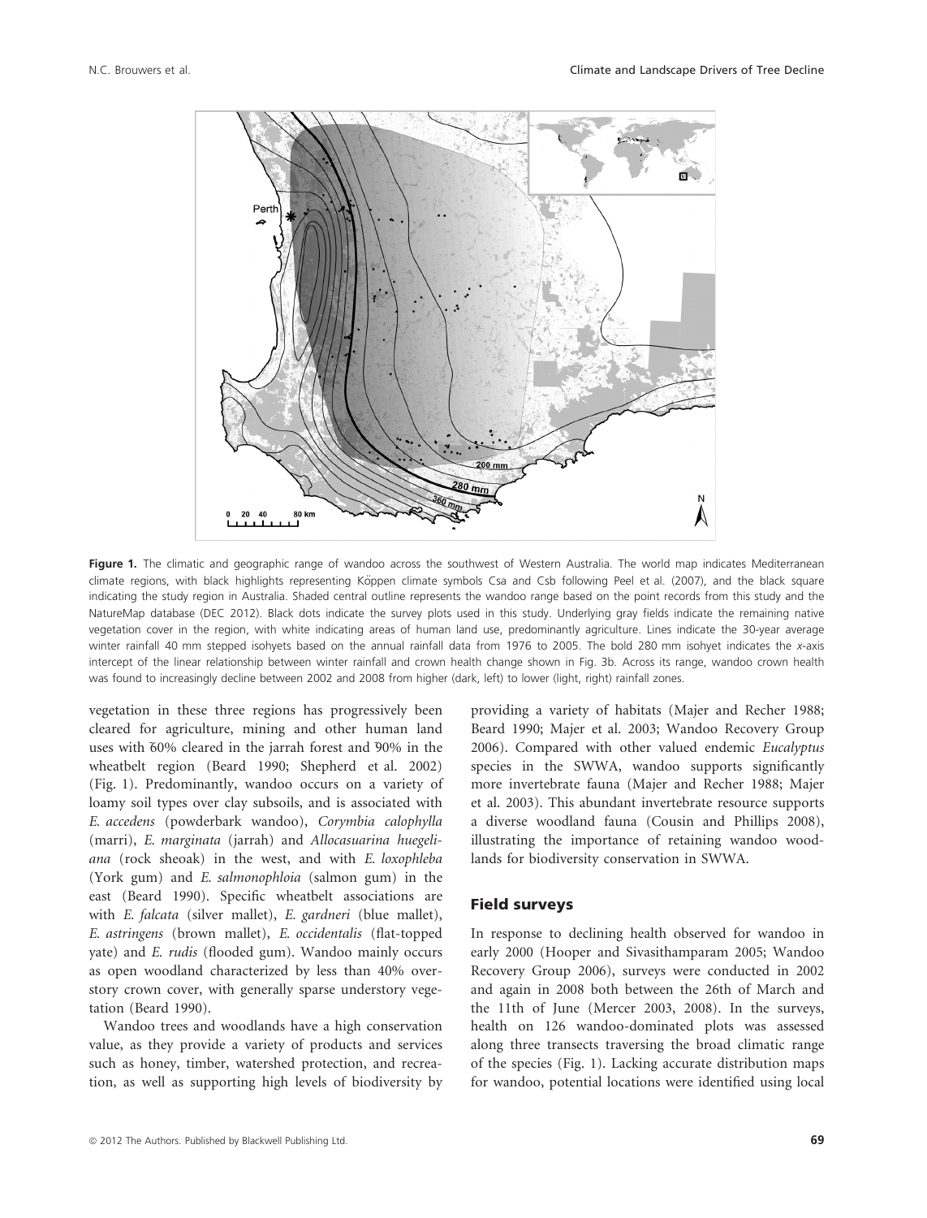**Figure 1.** The climatic and geographic range of wandoo across the southwest of Western Australia. The world map indicates Mediterranean climate regions, with black highlights representing Köppen climate symbols Csa and Csb following Peel et al. (2007), and the black square indicating the study region in Australia. Shaded central outline represents the wandoo range based on the point records from this study and the NatureMap database (DEC 2012). Black dots indicate the survey plots used in this study. Underlying gray fields indicate the remaining native vegetation cover in the region, with white indicating areas of human land use, predominantly agriculture. Lines indicate the 30-year average winter rainfall 40 mm stepped isohyets based on the annual rainfall data from 1976 to 2005. The bold 280 mm isohyet indicates the *x*-axis intercept of the linear relationship between winter rainfall and crown health change shown in Fig. 3b. Across its range, wandoo crown health was found to increasingly decline between 2002 and 2008 from higher (dark, left) to lower (light, right) rainfall zones.

vegetation in these three regions has progressively been cleared for agriculture, mining and other human land uses with ~60% cleared in the jarrah forest and ~90% in the wheatbelt region (Beard 1990; Shepherd et al. 2002) (Fig. 1). Predominantly, wandoo occurs on a variety of loamy soil types over clay subsoils, and is associated with *E. accedens* (powderbark wandoo), *Corymbia calophylla* (marri), *E. marginata* (jarrah) and *Allocasuarina huegeliana* (rock sheoak) in the west, and with *E. loxophleba* (York gum) and *E. salmonophloia* (salmon gum) in the east (Beard 1990). Specific wheatbelt associations are with *E. falcata* (silver mallet), *E. gardneri* (blue mallet), *E. astringens* (brown mallet), *E. occidentalis* (flat-topped yate) and *E. rudis* (flooded gum). Wandoo mainly occurs as open woodland characterized by less than 40% overstory crown cover, with generally sparse understory vegetation (Beard 1990).

Wandoo trees and woodlands have a high conservation value, as they provide a variety of products and services such as honey, timber, watershed protection, and recreation, as well as supporting high levels of biodiversity by providing a variety of habitats (Majer and Recher 1988; Beard 1990; Majer et al. 2003; Wandoo Recovery Group 2006). Compared with other valued endemic *Eucalyptus* species in the SWWA, wandoo supports significantly more invertebrate fauna (Majer and Recher 1988; Majer et al. 2003). This abundant invertebrate resource supports a diverse woodland fauna (Cousin and Phillips 2008), illustrating the importance of retaining wandoo woodlands for biodiversity conservation in SWWA.

## Field surveys

In response to declining health observed for wandoo in early 2000 (Hooper and Sivasithamparam 2005; Wandoo Recovery Group 2006), surveys were conducted in 2002 and again in 2008 both between the 26th of March and the 11th of June (Mercer 2003, 2008). In the surveys, health on 126 wandoo-dominated plots was assessed along three transects traversing the broad climatic range of the species (Fig. 1). Lacking accurate distribution maps for wandoo, potential locations were identified using local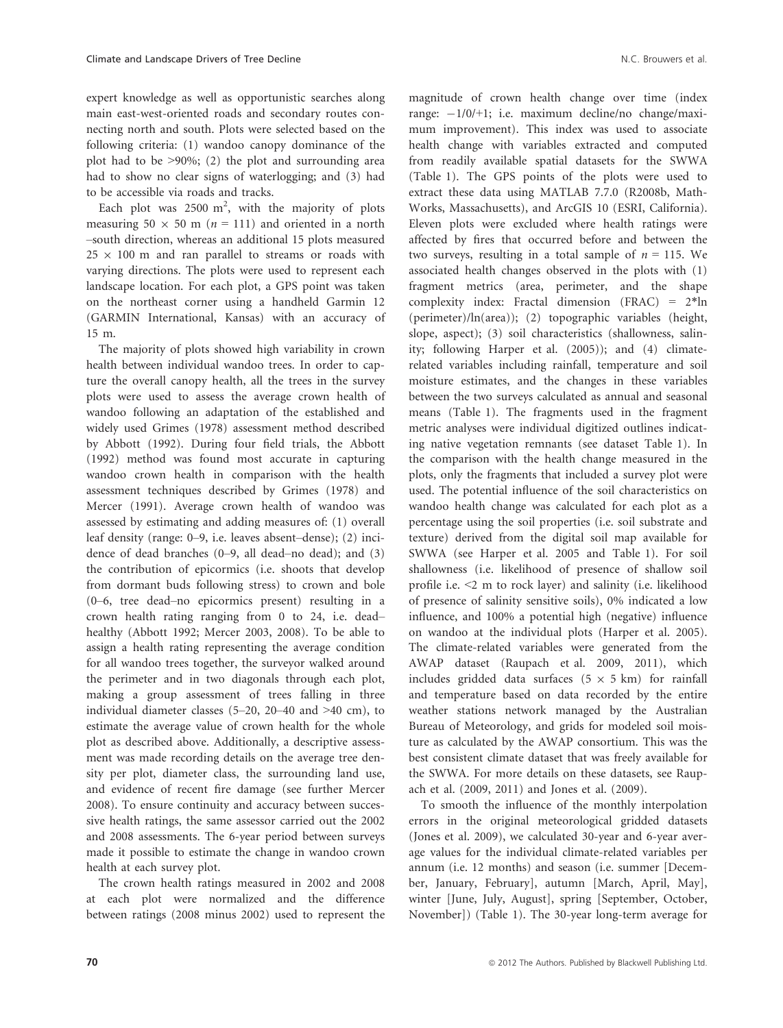expert knowledge as well as opportunistic searches along main east-west-oriented roads and secondary routes connecting north and south. Plots were selected based on the following criteria: (1) wandoo canopy dominance of the plot had to be >90%; (2) the plot and surrounding area had to show no clear signs of waterlogging; and (3) had to be accessible via roads and tracks.

Each plot was 2500 $m^2$, with the majority of plots measuring 50 × 50 m ($n = 111$) and oriented in a north–south direction, whereas an additional 15 plots measured 25 × 100 m and ran parallel to streams or roads with varying directions. The plots were used to represent each landscape location. For each plot, a GPS point was taken on the northeast corner using a handheld Garmin 12 (GARMIN International, Kansas) with an accuracy of 15 m.

The majority of plots showed high variability in crown health between individual wandoo trees. In order to capture the overall canopy health, all the trees in the survey plots were used to assess the average crown health of wandoo following an adaptation of the established and widely used Grimes (1978) assessment method described by Abbott (1992). During four field trials, the Abbott (1992) method was found most accurate in capturing wandoo crown health in comparison with the health assessment techniques described by Grimes (1978) and Mercer (1991). Average crown health of wandoo was assessed by estimating and adding measures of: (1) overall leaf density (range: 0–9, i.e. leaves absent–dense); (2) incidence of dead branches (0–9, all dead–no dead); and (3) the contribution of epicormics (i.e. shoots that develop from dormant buds following stress) to crown and bole (0–6, tree dead–no epicormics present) resulting in a crown health rating ranging from 0 to 24, i.e. dead–healthy (Abbott 1992; Mercer 2003, 2008). To be able to assign a health rating representing the average condition for all wandoo trees together, the surveyor walked around the perimeter and in two diagonals through each plot, making a group assessment of trees falling in three individual diameter classes (5–20, 20–40 and >40 cm), to estimate the average value of crown health for the whole plot as described above. Additionally, a descriptive assessment was made recording details on the average tree density per plot, diameter class, the surrounding land use, and evidence of recent fire damage (see further Mercer 2008). To ensure continuity and accuracy between successive health ratings, the same assessor carried out the 2002 and 2008 assessments. The 6-year period between surveys made it possible to estimate the change in wandoo crown health at each survey plot.

The crown health ratings measured in 2002 and 2008 at each plot were normalized and the difference between ratings (2008 minus 2002) used to represent the magnitude of crown health change over time (index range: −1/0/+1; i.e. maximum decline/no change/maximum improvement). This index was used to associate health change with variables extracted and computed from readily available spatial datasets for the SWWA (Table 1). The GPS points of the plots were used to extract these data using MATLAB 7.7.0 (R2008b, MathWorks, Massachusetts), and ArcGIS 10 (ESRI, California). Eleven plots were excluded where health ratings were affected by fires that occurred before and between the two surveys, resulting in a total sample of $n = 115$. We associated health changes observed in the plots with (1) fragment metrics (area, perimeter, and the shape complexity index: Fractal dimension (FRAC) = 2*ln (perimeter)/ln(area)); (2) topographic variables (height, slope, aspect); (3) soil characteristics (shallowness, salinity; following Harper et al. (2005)); and (4) climate-related variables including rainfall, temperature and soil moisture estimates, and the changes in these variables between the two surveys calculated as annual and seasonal means (Table 1). The fragments used in the fragment metric analyses were individual digitized outlines indicating native vegetation remnants (see dataset Table 1). In the comparison with the health change measured in the plots, only the fragments that included a survey plot were used. The potential influence of the soil characteristics on wandoo health change was calculated for each plot as a percentage using the soil properties (i.e. soil substrate and texture) derived from the digital soil map available for SWWA (see Harper et al. 2005 and Table 1). For soil shallowness (i.e. likelihood of presence of shallow soil profile i.e. <2 m to rock layer) and salinity (i.e. likelihood of presence of salinity sensitive soils), 0% indicated a low influence, and 100% a potential high (negative) influence on wandoo at the individual plots (Harper et al. 2005). The climate-related variables were generated from the AWAP dataset (Raupach et al. 2009, 2011), which includes gridded data surfaces (5 × 5 km) for rainfall and temperature based on data recorded by the entire weather stations network managed by the Australian Bureau of Meteorology, and grids for modeled soil moisture as calculated by the AWAP consortium. This was the best consistent climate dataset that was freely available for the SWWA. For more details on these datasets, see Raupach et al. (2009, 2011) and Jones et al. (2009).

To smooth the influence of the monthly interpolation errors in the original meteorological gridded datasets (Jones et al. 2009), we calculated 30-year and 6-year average values for the individual climate-related variables per annum (i.e. 12 months) and season (i.e. summer [December, January, February], autumn [March, April, May], winter [June, July, August], spring [September, October, November]) (Table 1). The 30-year long-term average for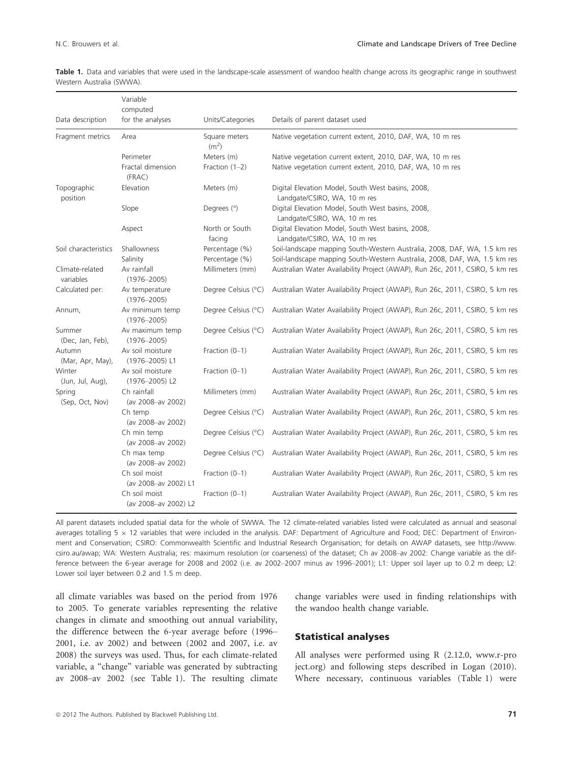**Table 1.** Data and variables that were used in the landscape-scale assessment of wandoo health change across its geographic range in southwest Western Australia (SWWA).

| Data description | Variable computed for the analyses | Units/Categories | Details of parent dataset used |
|---|---|---|---|
| Fragment metrics | Area | Square meters ($m^2$) | Native vegetation current extent, 2010, DAF, WA, 10 m res |
| | Perimeter | Meters (m) | Native vegetation current extent, 2010, DAF, WA, 10 m res |
| | Fractal dimension (FRAC) | Fraction (1–2) | Native vegetation current extent, 2010, DAF, WA, 10 m res |
| Topographic position | Elevation | Meters (m) | Digital Elevation Model, South West basins, 2008, Landgate/CSIRO, WA, 10 m res |
| | Slope | Degrees (°) | Digital Elevation Model, South West basins, 2008, Landgate/CSIRO, WA, 10 m res |
| | Aspect | North or South facing | Digital Elevation Model, South West basins, 2008, Landgate/CSIRO, WA, 10 m res |
| Soil characteristics | Shallowness | Percentage (%) | Soil-landscape mapping South-Western Australia, 2008, DAF, WA, 1.5 km res |
| | Salinity | Percentage (%) | Soil-landscape mapping South-Western Australia, 2008, DAF, WA, 1.5 km res |
| Climate-related variables | Av rainfall (1976–2005) | Millimeters (mm) | Australian Water Availability Project (AWAP), Run 26c, 2011, CSIRO, 5 km res |
| Calculated per: | Av temperature (1976–2005) | Degree Celsius (°C) | Australian Water Availability Project (AWAP), Run 26c, 2011, CSIRO, 5 km res |
| Annum, | Av minimum temp (1976–2005) | Degree Celsius (°C) | Australian Water Availability Project (AWAP), Run 26c, 2011, CSIRO, 5 km res |
| Summer (Dec, Jan, Feb), | Av maximum temp (1976–2005) | Degree Celsius (°C) | Australian Water Availability Project (AWAP), Run 26c, 2011, CSIRO, 5 km res |
| Autumn (Mar, Apr, May), | Av soil moisture (1976–2005) L1 | Fraction (0–1) | Australian Water Availability Project (AWAP), Run 26c, 2011, CSIRO, 5 km res |
| Winter (Jun, Jul, Aug), | Av soil moisture (1976–2005) L2 | Fraction (0–1) | Australian Water Availability Project (AWAP), Run 26c, 2011, CSIRO, 5 km res |
| Spring (Sep, Oct, Nov) | Ch rainfall (av 2008–av 2002) | Millimeters (mm) | Australian Water Availability Project (AWAP), Run 26c, 2011, CSIRO, 5 km res |
| | Ch temp (av 2008–av 2002) | Degree Celsius (°C) | Australian Water Availability Project (AWAP), Run 26c, 2011, CSIRO, 5 km res |
| | Ch min temp (av 2008–av 2002) | Degree Celsius (°C) | Australian Water Availability Project (AWAP), Run 26c, 2011, CSIRO, 5 km res |
| | Ch max temp (av 2008–av 2002) | Degree Celsius (°C) | Australian Water Availability Project (AWAP), Run 26c, 2011, CSIRO, 5 km res |
| | Ch soil moist (av 2008–av 2002) L1 | Fraction (0–1) | Australian Water Availability Project (AWAP), Run 26c, 2011, CSIRO, 5 km res |
| | Ch soil moist (av 2008–av 2002) L2 | Fraction (0–1) | Australian Water Availability Project (AWAP), Run 26c, 2011, CSIRO, 5 km res |

All parent datasets included spatial data for the whole of SWWA. The 12 climate-related variables listed were calculated as annual and seasonal averages totalling 5 × 12 variables that were included in the analysis. DAF: Department of Agriculture and Food; DEC: Department of Environment and Conservation; CSIRO: Commonwealth Scientific and Industrial Research Organisation; for details on AWAP datasets, see http://www.csiro.au/awap; WA: Western Australia; res: maximum resolution (or coarseness) of the dataset; Ch av 2008–av 2002: Change variable as the difference between the 6-year average for 2008 and 2002 (i.e. av 2002–2007 minus av 1996–2001); L1: Upper soil layer up to 0.2 m deep; L2: Lower soil layer between 0.2 and 1.5 m deep.

all climate variables was based on the period from 1976 to 2005. To generate variables representing the relative changes in climate and smoothing out annual variability, the difference between the 6-year average before (1996–2001, i.e. av 2002) and between (2002 and 2007, i.e. av 2008) the surveys was used. Thus, for each climate-related variable, a "change" variable was generated by subtracting av 2008–av 2002 (see Table 1). The resulting climate change variables were used in finding relationships with the wandoo health change variable.

## Statistical analyses

All analyses were performed using R (2.12.0, www.r-project.org) and following steps described in Logan (2010). Where necessary, continuous variables (Table 1) were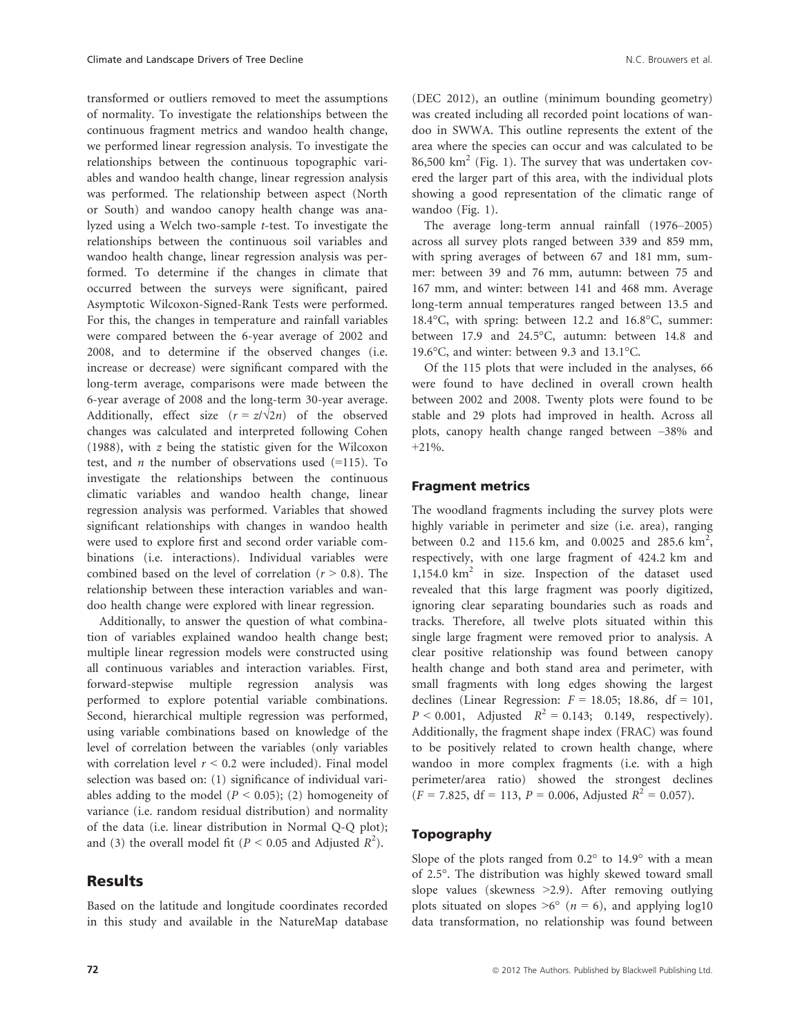transformed or outliers removed to meet the assumptions of normality. To investigate the relationships between the continuous fragment metrics and wandoo health change, we performed linear regression analysis. To investigate the relationships between the continuous topographic variables and wandoo health change, linear regression analysis was performed. The relationship between aspect (North or South) and wandoo canopy health change was analyzed using a Welch two-sample *t*-test. To investigate the relationships between the continuous soil variables and wandoo health change, linear regression analysis was performed. To determine if the changes in climate that occurred between the surveys were significant, paired Asymptotic Wilcoxon-Signed-Rank Tests were performed. For this, the changes in temperature and rainfall variables were compared between the 6-year average of 2002 and 2008, and to determine if the observed changes (i.e. increase or decrease) were significant compared with the long-term average, comparisons were made between the 6-year average of 2008 and the long-term 30-year average. Additionally, effect size ($r = z/\sqrt{2n}$) of the observed changes was calculated and interpreted following Cohen (1988), with *z* being the statistic given for the Wilcoxon test, and *n* the number of observations used (=115). To investigate the relationships between the continuous climatic variables and wandoo health change, linear regression analysis was performed. Variables that showed significant relationships with changes in wandoo health were used to explore first and second order variable combinations (i.e. interactions). Individual variables were combined based on the level of correlation ($r > 0.8$). The relationship between these interaction variables and wandoo health change were explored with linear regression.

Additionally, to answer the question of what combination of variables explained wandoo health change best; multiple linear regression models were constructed using all continuous variables and interaction variables. First, forward-stepwise multiple regression analysis was performed to explore potential variable combinations. Second, hierarchical multiple regression was performed, using variable combinations based on knowledge of the level of correlation between the variables (only variables with correlation level $r < 0.2$ were included). Final model selection was based on: (1) significance of individual variables adding to the model ($P < 0.05$); (2) homogeneity of variance (i.e. random residual distribution) and normality of the data (i.e. linear distribution in Normal Q-Q plot); and (3) the overall model fit ($P < 0.05$ and Adjusted $R^2$).

## Results

Based on the latitude and longitude coordinates recorded in this study and available in the NatureMap database (DEC 2012), an outline (minimum bounding geometry) was created including all recorded point locations of wandoo in SWWA. This outline represents the extent of the area where the species can occur and was calculated to be ~86,500 km$^2$ (Fig. 1). The survey that was undertaken covered the larger part of this area, with the individual plots showing a good representation of the climatic range of wandoo (Fig. 1).

The average long-term annual rainfall (1976–2005) across all survey plots ranged between 339 and 859 mm, with spring averages of between 67 and 181 mm, summer: between 39 and 76 mm, autumn: between 75 and 167 mm, and winter: between 141 and 468 mm. Average long-term annual temperatures ranged between 13.5 and 18.4°C, with spring: between 12.2 and 16.8°C, summer: between 17.9 and 24.5°C, autumn: between 14.8 and 19.6°C, and winter: between 9.3 and 13.1°C.

Of the 115 plots that were included in the analyses, 66 were found to have declined in overall crown health between 2002 and 2008. Twenty plots were found to be stable and 29 plots had improved in health. Across all plots, canopy health change ranged between −38% and +21%.

### Fragment metrics

The woodland fragments including the survey plots were highly variable in perimeter and size (i.e. area), ranging between 0.2 and 115.6 km, and 0.0025 and 285.6 km$^2$, respectively, with one large fragment of 424.2 km and 1,154.0 km$^2$ in size. Inspection of the dataset used revealed that this large fragment was poorly digitized, ignoring clear separating boundaries such as roads and tracks. Therefore, all twelve plots situated within this single large fragment were removed prior to analysis. A clear positive relationship was found between canopy health change and both stand area and perimeter, with small fragments with long edges showing the largest declines (Linear Regression: $F = 18.05$; 18.86, df = 101, $P < 0.001$, Adjusted $R^2 = 0.143$; 0.149, respectively). Additionally, the fragment shape index (FRAC) was found to be positively related to crown health change, where wandoo in more complex fragments (i.e. with a high perimeter/area ratio) showed the strongest declines ($F = 7.825$, df = 113, $P = 0.006$, Adjusted $R^2 = 0.057$).

### Topography

Slope of the plots ranged from 0.2° to 14.9° with a mean of 2.5°. The distribution was highly skewed toward small slope values (skewness >2.9). After removing outlying plots situated on slopes >6° ($n = 6$), and applying log10 data transformation, no relationship was found between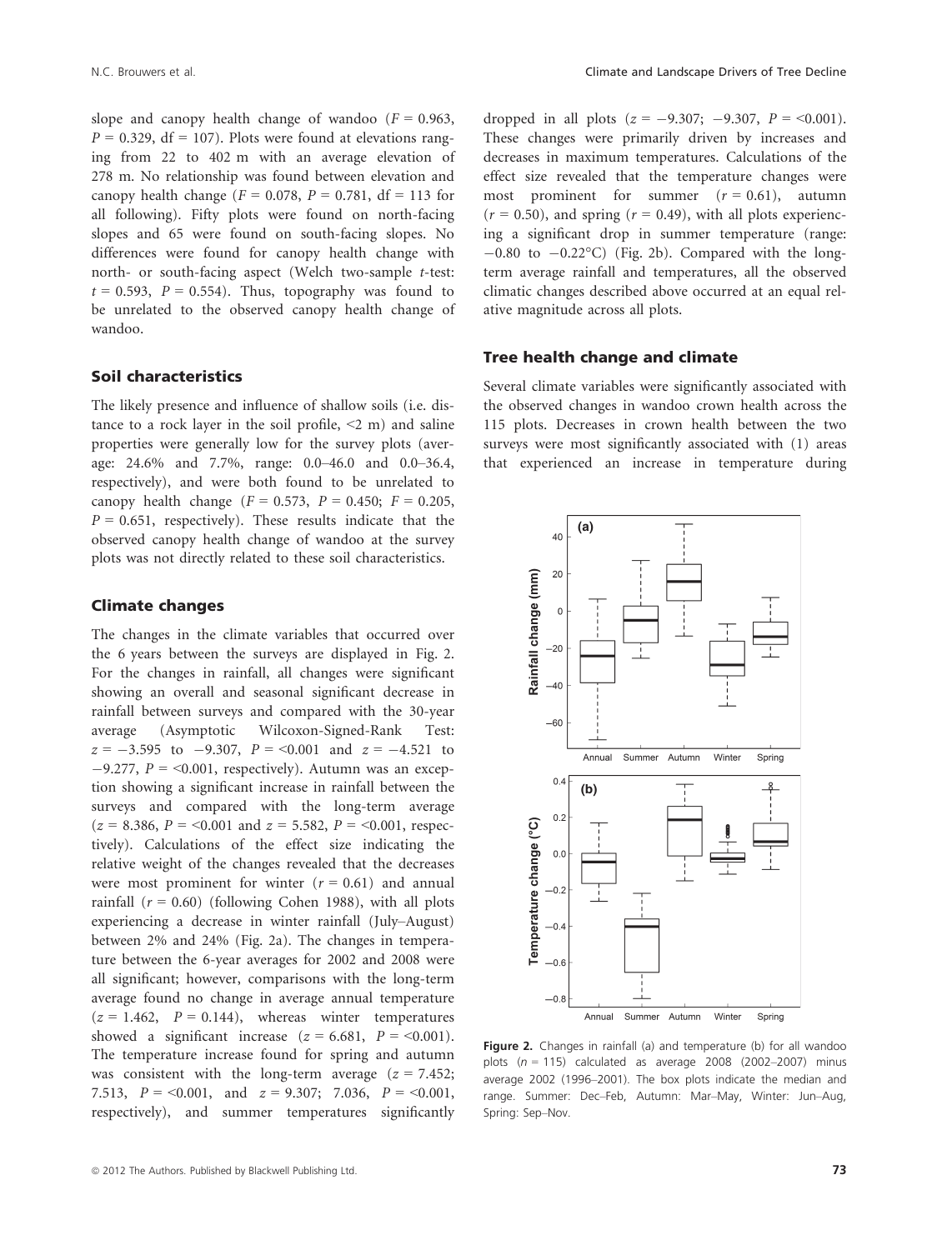slope and canopy health change of wandoo ($F = 0.963$, $P = 0.329$, df = 107). Plots were found at elevations ranging from 22 to 402 m with an average elevation of 278 m. No relationship was found between elevation and canopy health change ($F = 0.078$, $P = 0.781$, df = 113 for all following). Fifty plots were found on north-facing slopes and 65 were found on south-facing slopes. No differences were found for canopy health change with north- or south-facing aspect (Welch two-sample *t*-test: $t = 0.593$, $P = 0.554$). Thus, topography was found to be unrelated to the observed canopy health change of wandoo.

### Soil characteristics

The likely presence and influence of shallow soils (i.e. distance to a rock layer in the soil profile, <2 m) and saline properties were generally low for the survey plots (average: 24.6% and 7.7%, range: 0.0–46.0 and 0.0–36.4, respectively), and were both found to be unrelated to canopy health change ($F = 0.573$, $P = 0.450$; $F = 0.205$, $P = 0.651$, respectively). These results indicate that the observed canopy health change of wandoo at the survey plots was not directly related to these soil characteristics.

### Climate changes

The changes in the climate variables that occurred over the 6 years between the surveys are displayed in Fig. 2. For the changes in rainfall, all changes were significant showing an overall and seasonal significant decrease in rainfall between surveys and compared with the 30-year average (Asymptotic Wilcoxon-Signed-Rank Test: $z = -3.595$ to $-9.307$, $P = <0.001$ and $z = -4.521$ to $-9.277$, $P = <0.001$, respectively). Autumn was an exception showing a significant increase in rainfall between the surveys and compared with the long-term average ($z = 8.386$, $P = <0.001$ and $z = 5.582$, $P = <0.001$, respectively). Calculations of the effect size indicating the relative weight of the changes revealed that the decreases were most prominent for winter ($r = 0.61$) and annual rainfall ($r = 0.60$) (following Cohen 1988), with all plots experiencing a decrease in winter rainfall (July–August) between 2% and 24% (Fig. 2a). The changes in temperature between the 6-year averages for 2002 and 2008 were all significant; however, comparisons with the long-term average found no change in average annual temperature ($z = 1.462$, $P = 0.144$), whereas winter temperatures showed a significant increase ($z = 6.681$, $P = <0.001$). The temperature increase found for spring and autumn was consistent with the long-term average ($z = 7.452$; 7.513, $P = <0.001$, and $z = 9.307$; 7.036, $P = <0.001$, respectively), and summer temperatures significantly dropped in all plots ($z = -9.307$; $-9.307$, $P = <0.001$). These changes were primarily driven by increases and decreases in maximum temperatures. Calculations of the effect size revealed that the temperature changes were most prominent for summer ($r = 0.61$), autumn ($r = 0.50$), and spring ($r = 0.49$), with all plots experiencing a significant drop in summer temperature (range: −0.80 to −0.22°C) (Fig. 2b). Compared with the long-term average rainfall and temperatures, all the observed climatic changes described above occurred at an equal relative magnitude across all plots.

### Tree health change and climate

Several climate variables were significantly associated with the observed changes in wandoo crown health across the 115 plots. Decreases in crown health between the two surveys were most significantly associated with (1) areas that experienced an increase in temperature during

**Figure 2.** Changes in rainfall (a) and temperature (b) for all wandoo plots ($n = 115$) calculated as average 2008 (2002–2007) minus average 2002 (1996–2001). The box plots indicate the median and range. Summer: Dec–Feb, Autumn: Mar–May, Winter: Jun–Aug, Spring: Sep–Nov.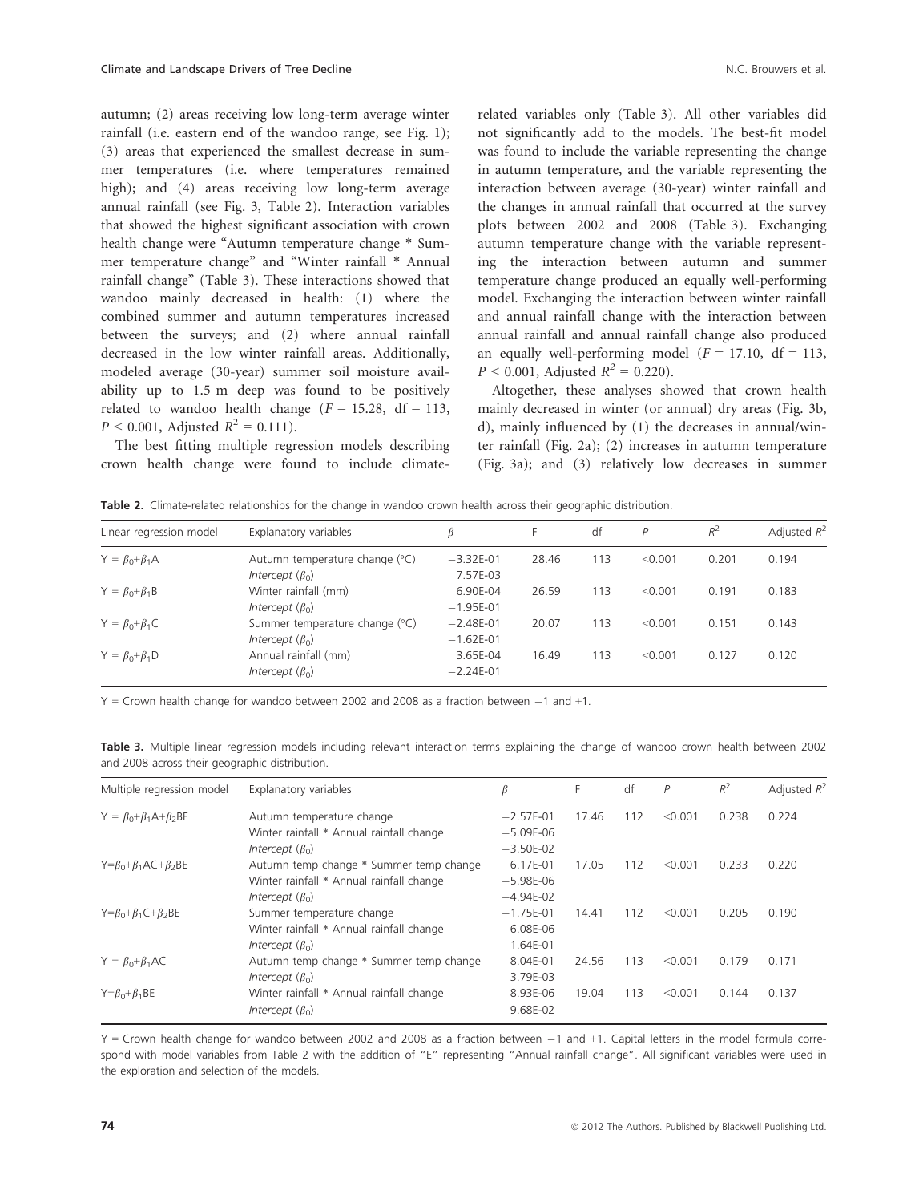autumn; (2) areas receiving low long-term average winter rainfall (i.e. eastern end of the wandoo range, see Fig. 1); (3) areas that experienced the smallest decrease in summer temperatures (i.e. where temperatures remained high); and (4) areas receiving low long-term average annual rainfall (see Fig. 3, Table 2). Interaction variables that showed the highest significant association with crown health change were "Autumn temperature change * Summer temperature change" and "Winter rainfall * Annual rainfall change" (Table 3). These interactions showed that wandoo mainly decreased in health: (1) where the combined summer and autumn temperatures increased between the surveys; and (2) where annual rainfall decreased in the low winter rainfall areas. Additionally, modeled average (30-year) summer soil moisture availability up to 1.5 m deep was found to be positively related to wandoo health change ($F = 15.28$, df = 113, $P < 0.001$, Adjusted $R^2 = 0.111$).

The best fitting multiple regression models describing crown health change were found to include climate-related variables only (Table 3). All other variables did not significantly add to the models. The best-fit model was found to include the variable representing the change in autumn temperature, and the variable representing the interaction between average (30-year) winter rainfall and the changes in annual rainfall that occurred at the survey plots between 2002 and 2008 (Table 3). Exchanging autumn temperature change with the variable representing the interaction between autumn and summer temperature change produced an equally well-performing model. Exchanging the interaction between winter rainfall and annual rainfall change with the interaction between annual rainfall and annual rainfall change also produced an equally well-performing model ($F = 17.10$, df = 113, $P < 0.001$, Adjusted $R^2 = 0.220$).

Altogether, these analyses showed that crown health mainly decreased in winter (or annual) dry areas (Fig. 3b, d), mainly influenced by (1) the decreases in annual/winter rainfall (Fig. 2a); (2) increases in autumn temperature (Fig. 3a); and (3) relatively low decreases in summer

**Table 2.** Climate-related relationships for the change in wandoo crown health across their geographic distribution.

| Linear regression model | Explanatory variables | $\beta$ | F | df | $P$ | $R^2$ | Adjusted $R^2$ |
|---|---|---|---|---|---|---|---|
| $Y = \beta_0+\beta_1 A$ | Autumn temperature change (°C) | −3.32E-01 | 28.46 | 113 | <0.001 | 0.201 | 0.194 |
| | *Intercept* ($\beta_0$) | 7.57E-03 | | | | | |
| $Y = \beta_0+\beta_1 B$ | Winter rainfall (mm) | 6.90E-04 | 26.59 | 113 | <0.001 | 0.191 | 0.183 |
| | *Intercept* ($\beta_0$) | −1.95E-01 | | | | | |
| $Y = \beta_0+\beta_1 C$ | Summer temperature change (°C) | −2.48E-01 | 20.07 | 113 | <0.001 | 0.151 | 0.143 |
| | *Intercept* ($\beta_0$) | −1.62E-01 | | | | | |
| $Y = \beta_0+\beta_1 D$ | Annual rainfall (mm) | 3.65E-04 | 16.49 | 113 | <0.001 | 0.127 | 0.120 |
| | *Intercept* ($\beta_0$) | −2.24E-01 | | | | | |

Y = Crown health change for wandoo between 2002 and 2008 as a fraction between −1 and +1.

**Table 3.** Multiple linear regression models including relevant interaction terms explaining the change of wandoo crown health between 2002 and 2008 across their geographic distribution.

| Multiple regression model | Explanatory variables | $\beta$ | F | df | $P$ | $R^2$ | Adjusted $R^2$ |
|---|---|---|---|---|---|---|---|
| $Y = \beta_0+\beta_1 A+\beta_2 BE$ | Autumn temperature change | −2.57E-01 | 17.46 | 112 | <0.001 | 0.238 | 0.224 |
| | Winter rainfall * Annual rainfall change | −5.09E-06 | | | | | |
| | *Intercept* ($\beta_0$) | −3.50E-02 | | | | | |
| $Y=\beta_0+\beta_1 AC+\beta_2 BE$ | Autumn temp change * Summer temp change | 6.17E-01 | 17.05 | 112 | <0.001 | 0.233 | 0.220 |
| | Winter rainfall * Annual rainfall change | −5.98E-06 | | | | | |
| | *Intercept* ($\beta_0$) | −4.94E-02 | | | | | |
| $Y=\beta_0+\beta_1 C+\beta_2 BE$ | Summer temperature change | −1.75E-01 | 14.41 | 112 | <0.001 | 0.205 | 0.190 |
| | Winter rainfall * Annual rainfall change | −6.08E-06 | | | | | |
| | *Intercept* ($\beta_0$) | −1.64E-01 | | | | | |
| $Y = \beta_0+\beta_1 AC$ | Autumn temp change * Summer temp change | 8.04E-01 | 24.56 | 113 | <0.001 | 0.179 | 0.171 |
| | *Intercept* ($\beta_0$) | −3.79E-03 | | | | | |
| $Y=\beta_0+\beta_1 BE$ | Winter rainfall * Annual rainfall change | −8.93E-06 | 19.04 | 113 | <0.001 | 0.144 | 0.137 |
| | *Intercept* ($\beta_0$) | −9.68E-02 | | | | | |

Y = Crown health change for wandoo between 2002 and 2008 as a fraction between −1 and +1. Capital letters in the model formula correspond with model variables from Table 2 with the addition of "E" representing "Annual rainfall change". All significant variables were used in the exploration and selection of the models.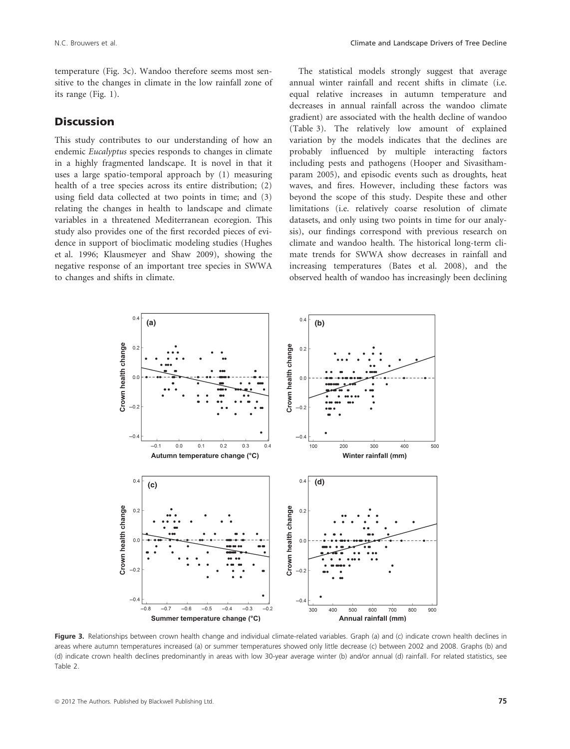temperature (Fig. 3c). Wandoo therefore seems most sensitive to the changes in climate in the low rainfall zone of its range (Fig. 1).

## Discussion

This study contributes to our understanding of how an endemic *Eucalyptus* species responds to changes in climate in a highly fragmented landscape. It is novel in that it uses a large spatio-temporal approach by (1) measuring health of a tree species across its entire distribution; (2) using field data collected at two points in time; and (3) relating the changes in health to landscape and climate variables in a threatened Mediterranean ecoregion. This study also provides one of the first recorded pieces of evidence in support of bioclimatic modeling studies (Hughes et al. 1996; Klausmeyer and Shaw 2009), showing the negative response of an important tree species in SWWA to changes and shifts in climate.

The statistical models strongly suggest that average annual winter rainfall and recent shifts in climate (i.e. equal relative increases in autumn temperature and decreases in annual rainfall across the wandoo climate gradient) are associated with the health decline of wandoo (Table 3). The relatively low amount of explained variation by the models indicates that the declines are probably influenced by multiple interacting factors including pests and pathogens (Hooper and Sivasithamparam 2005), and episodic events such as droughts, heat waves, and fires. However, including these factors was beyond the scope of this study. Despite these and other limitations (i.e. relatively coarse resolution of climate datasets, and only using two points in time for our analysis), our findings correspond with previous research on climate and wandoo health. The historical long-term climate trends for SWWA show decreases in rainfall and increasing temperatures (Bates et al. 2008), and the observed health of wandoo has increasingly been declining

**Figure 3.** Relationships between crown health change and individual climate-related variables. Graph (a) and (c) indicate crown health declines in areas where autumn temperatures increased (a) or summer temperatures showed only little decrease (c) between 2002 and 2008. Graphs (b) and (d) indicate crown health declines predominantly in areas with low 30-year average winter (b) and/or annual (d) rainfall. For related statistics, see Table 2.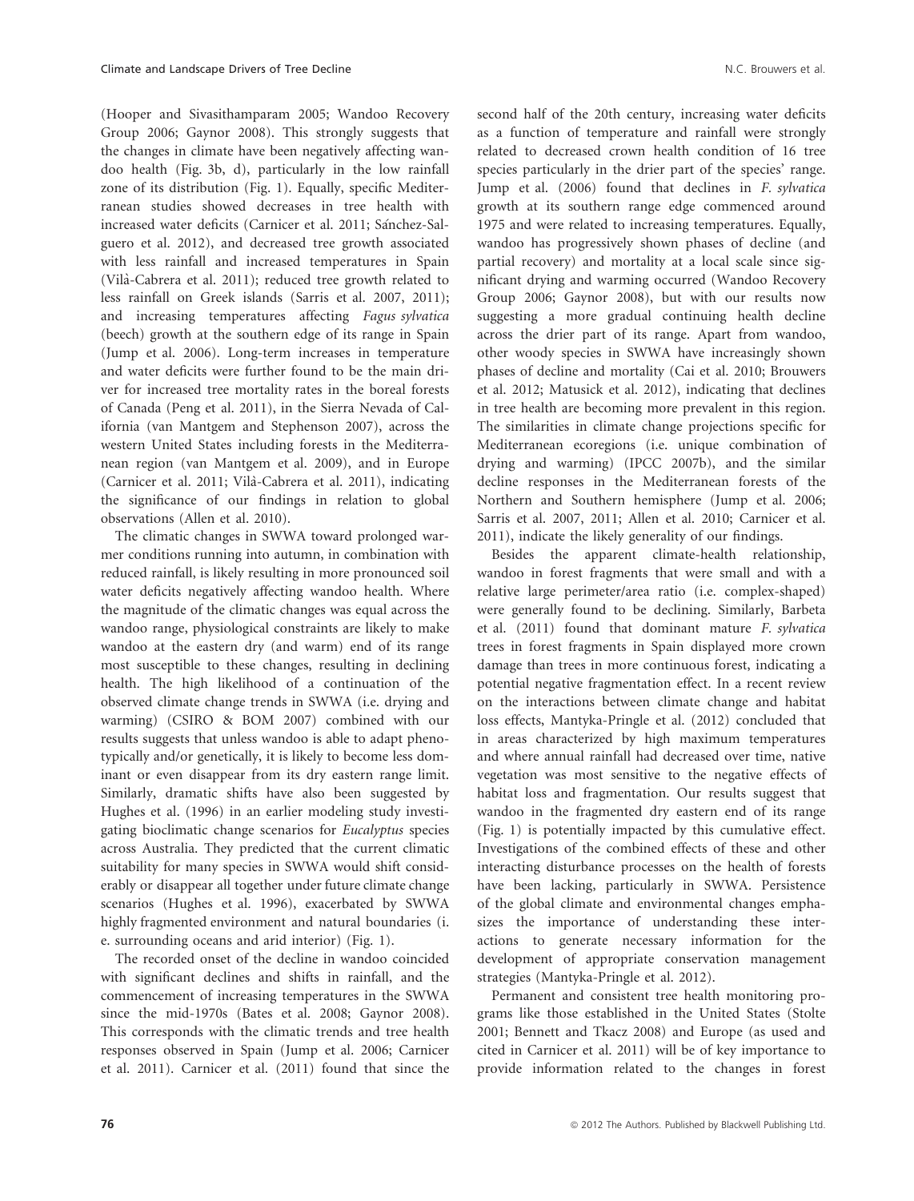(Hooper and Sivasithamparam 2005; Wandoo Recovery Group 2006; Gaynor 2008). This strongly suggests that the changes in climate have been negatively affecting wandoo health (Fig. 3b, d), particularly in the low rainfall zone of its distribution (Fig. 1). Equally, specific Mediterranean studies showed decreases in tree health with increased water deficits (Carnicer et al. 2011; Sánchez-Salguero et al. 2012), and decreased tree growth associated with less rainfall and increased temperatures in Spain (Vilà-Cabrera et al. 2011); reduced tree growth related to less rainfall on Greek islands (Sarris et al. 2007, 2011); and increasing temperatures affecting *Fagus sylvatica* (beech) growth at the southern edge of its range in Spain (Jump et al. 2006). Long-term increases in temperature and water deficits were further found to be the main driver for increased tree mortality rates in the boreal forests of Canada (Peng et al. 2011), in the Sierra Nevada of California (van Mantgem and Stephenson 2007), across the western United States including forests in the Mediterranean region (van Mantgem et al. 2009), and in Europe (Carnicer et al. 2011; Vilà-Cabrera et al. 2011), indicating the significance of our findings in relation to global observations (Allen et al. 2010).

The climatic changes in SWWA toward prolonged warmer conditions running into autumn, in combination with reduced rainfall, is likely resulting in more pronounced soil water deficits negatively affecting wandoo health. Where the magnitude of the climatic changes was equal across the wandoo range, physiological constraints are likely to make wandoo at the eastern dry (and warm) end of its range most susceptible to these changes, resulting in declining health. The high likelihood of a continuation of the observed climate change trends in SWWA (i.e. drying and warming) (CSIRO & BOM 2007) combined with our results suggests that unless wandoo is able to adapt phenotypically and/or genetically, it is likely to become less dominant or even disappear from its dry eastern range limit. Similarly, dramatic shifts have also been suggested by Hughes et al. (1996) in an earlier modeling study investigating bioclimatic change scenarios for *Eucalyptus* species across Australia. They predicted that the current climatic suitability for many species in SWWA would shift considerably or disappear all together under future climate change scenarios (Hughes et al. 1996), exacerbated by SWWA highly fragmented environment and natural boundaries (i.e. surrounding oceans and arid interior) (Fig. 1).

The recorded onset of the decline in wandoo coincided with significant declines and shifts in rainfall, and the commencement of increasing temperatures in the SWWA since the mid-1970s (Bates et al. 2008; Gaynor 2008). This corresponds with the climatic trends and tree health responses observed in Spain (Jump et al. 2006; Carnicer et al. 2011). Carnicer et al. (2011) found that since the second half of the 20th century, increasing water deficits as a function of temperature and rainfall were strongly related to decreased crown health condition of 16 tree species particularly in the drier part of the species' range. Jump et al. (2006) found that declines in *F. sylvatica* growth at its southern range edge commenced around 1975 and were related to increasing temperatures. Equally, wandoo has progressively shown phases of decline (and partial recovery) and mortality at a local scale since significant drying and warming occurred (Wandoo Recovery Group 2006; Gaynor 2008), but with our results now suggesting a more gradual continuing health decline across the drier part of its range. Apart from wandoo, other woody species in SWWA have increasingly shown phases of decline and mortality (Cai et al. 2010; Brouwers et al. 2012; Matusick et al. 2012), indicating that declines in tree health are becoming more prevalent in this region. The similarities in climate change projections specific for Mediterranean ecoregions (i.e. unique combination of drying and warming) (IPCC 2007b), and the similar decline responses in the Mediterranean forests of the Northern and Southern hemisphere (Jump et al. 2006; Sarris et al. 2007, 2011; Allen et al. 2010; Carnicer et al. 2011), indicate the likely generality of our findings.

Besides the apparent climate-health relationship, wandoo in forest fragments that were small and with a relative large perimeter/area ratio (i.e. complex-shaped) were generally found to be declining. Similarly, Barbeta et al. (2011) found that dominant mature *F. sylvatica* trees in forest fragments in Spain displayed more crown damage than trees in more continuous forest, indicating a potential negative fragmentation effect. In a recent review on the interactions between climate change and habitat loss effects, Mantyka-Pringle et al. (2012) concluded that in areas characterized by high maximum temperatures and where annual rainfall had decreased over time, native vegetation was most sensitive to the negative effects of habitat loss and fragmentation. Our results suggest that wandoo in the fragmented dry eastern end of its range (Fig. 1) is potentially impacted by this cumulative effect. Investigations of the combined effects of these and other interacting disturbance processes on the health of forests have been lacking, particularly in SWWA. Persistence of the global climate and environmental changes emphasizes the importance of understanding these interactions to generate necessary information for the development of appropriate conservation management strategies (Mantyka-Pringle et al. 2012).

Permanent and consistent tree health monitoring programs like those established in the United States (Stolte 2001; Bennett and Tkacz 2008) and Europe (as used and cited in Carnicer et al. 2011) will be of key importance to provide information related to the changes in forest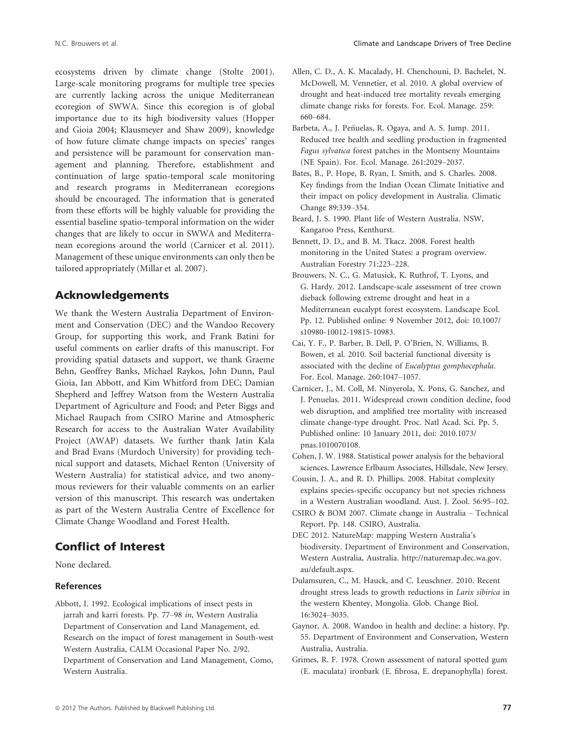ecosystems driven by climate change (Stolte 2001). Large-scale monitoring programs for multiple tree species are currently lacking across the unique Mediterranean ecoregion of SWWA. Since this ecoregion is of global importance due to its high biodiversity values (Hopper and Gioia 2004; Klausmeyer and Shaw 2009), knowledge of how future climate change impacts on species' ranges and persistence will be paramount for conservation management and planning. Therefore, establishment and continuation of large spatio-temporal scale monitoring and research programs in Mediterranean ecoregions should be encouraged. The information that is generated from these efforts will be highly valuable for providing the essential baseline spatio-temporal information on the wider changes that are likely to occur in SWWA and Mediterranean ecoregions around the world (Carnicer et al. 2011). Management of these unique environments can only then be tailored appropriately (Millar et al. 2007).

## Acknowledgements

We thank the Western Australia Department of Environment and Conservation (DEC) and the Wandoo Recovery Group, for supporting this work, and Frank Batini for useful comments on earlier drafts of this manuscript. For providing spatial datasets and support, we thank Graeme Behn, Geoffrey Banks, Michael Raykos, John Dunn, Paul Gioia, Ian Abbott, and Kim Whitford from DEC; Damian Shepherd and Jeffrey Watson from the Western Australia Department of Agriculture and Food; and Peter Biggs and Michael Raupach from CSIRO Marine and Atmospheric Research for access to the Australian Water Availability Project (AWAP) datasets. We further thank Jatin Kala and Brad Evans (Murdoch University) for providing technical support and datasets, Michael Renton (University of Western Australia) for statistical advice, and two anonymous reviewers for their valuable comments on an earlier version of this manuscript. This research was undertaken as part of the Western Australia Centre of Excellence for Climate Change Woodland and Forest Health.

## Conflict of Interest

None declared.

### References

Abbott, I. 1992. Ecological implications of insect pests in jarrah and karri forests. Pp. 77–98 *in*, Western Australia Department of Conservation and Land Management, ed. Research on the impact of forest management in South-west Western Australia, CALM Occasional Paper No. 2/92. Department of Conservation and Land Management, Como, Western Australia.

Allen, C. D., A. K. Macalady, H. Chenchouni, D. Bachelet, N. McDowell, M. Vennetier, et al. 2010. A global overview of drought and heat-induced tree mortality reveals emerging climate change risks for forests. For. Ecol. Manage. 259: 660–684.

Barbeta, A., J. Peñuelas, R. Ogaya, and A. S. Jump. 2011. Reduced tree health and seedling production in fragmented *Fagus sylvatica* forest patches in the Montseny Mountains (NE Spain). For. Ecol. Manage. 261:2029–2037.

Bates, B., P. Hope, B. Ryan, I. Smith, and S. Charles. 2008. Key findings from the Indian Ocean Climate Initiative and their impact on policy development in Australia. Climatic Change 89:339–354.

Beard, J. S. 1990. Plant life of Western Australia. NSW, Kangaroo Press, Kenthurst.

Bennett, D. D., and B. M. Tkacz. 2008. Forest health monitoring in the United States: a program overview. Australian Forestry 71:223–228.

Brouwers, N. C., G. Matusick, K. Ruthrof, T. Lyons, and G. Hardy. 2012. Landscape-scale assessment of tree crown dieback following extreme drought and heat in a Mediterranean eucalypt forest ecosystem. Landscape Ecol. Pp. 12. Published online: 9 November 2012, doi: 10.1007/ s10980-10012-19815-10983.

Cai, Y. F., P. Barber, B. Dell, P. O'Brien, N. Williams, B. Bowen, et al. 2010. Soil bacterial functional diversity is associated with the decline of *Eucalyptus gomphocephala*. For. Ecol. Manage. 260:1047–1057.

Carnicer, J., M. Coll, M. Ninyerola, X. Pons, G. Sanchez, and J. Penuelas. 2011. Widespread crown condition decline, food web disruption, and amplified tree mortality with increased climate change-type drought. Proc. Natl Acad. Sci. Pp. 5. Published online: 10 January 2011, doi: 2010.1073/ pnas.1010070108.

Cohen, J. W. 1988. Statistical power analysis for the behavioral sciences. Lawrence Erlbaum Associates, Hillsdale, New Jersey.

Cousin, J. A., and R. D. Phillips. 2008. Habitat complexity explains species-specific occupancy but not species richness in a Western Australian woodland. Aust. J. Zool. 56:95–102.

CSIRO & BOM 2007. Climate change in Australia – Technical Report. Pp. 148. CSIRO, Australia.

DEC 2012. NatureMap: mapping Western Australia's biodiversity. Department of Environment and Conservation, Western Australia, Australia. http://naturemap.dec.wa.gov.au/default.aspx.

Dulamsuren, C., M. Hauck, and C. Leuschner. 2010. Recent drought stress leads to growth reductions in *Larix sibirica* in the western Khentey, Mongolia. Glob. Change Biol. 16:3024–3035.

Gaynor, A. 2008. Wandoo in health and decline: a history. Pp. 55. Department of Environment and Conservation, Western Australia, Australia.

Grimes, R. F. 1978. Crown assessment of natural spotted gum (E. maculata) ironbark (E. fibrosa, E. drepanophylla) forest.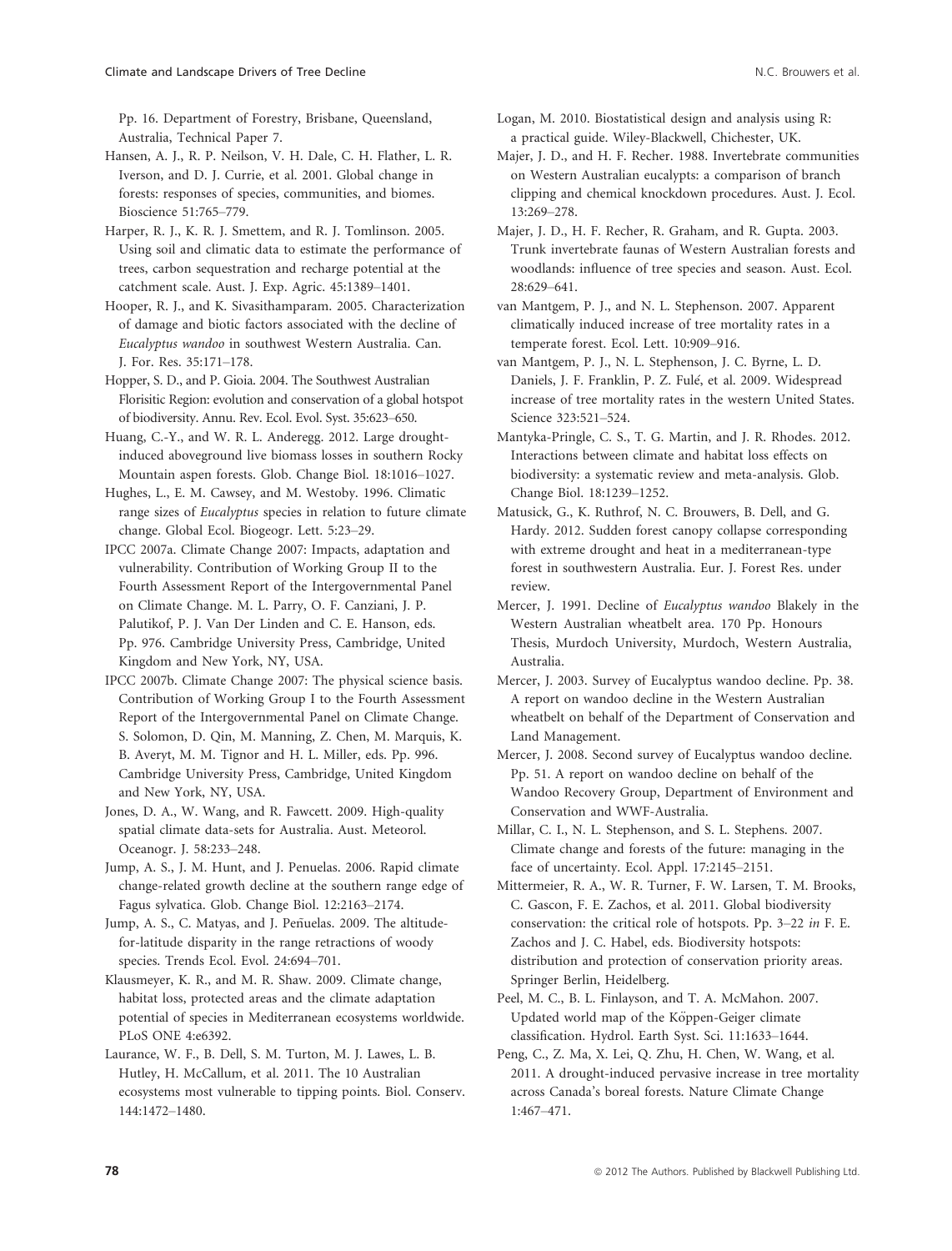Pp. 16. Department of Forestry, Brisbane, Queensland, Australia, Technical Paper 7.

Hansen, A. J., R. P. Neilson, V. H. Dale, C. H. Flather, L. R. Iverson, and D. J. Currie, et al. 2001. Global change in forests: responses of species, communities, and biomes. Bioscience 51:765–779.

Harper, R. J., K. R. J. Smettem, and R. J. Tomlinson. 2005. Using soil and climatic data to estimate the performance of trees, carbon sequestration and recharge potential at the catchment scale. Aust. J. Exp. Agric. 45:1389–1401.

Hooper, R. J., and K. Sivasithamparam. 2005. Characterization of damage and biotic factors associated with the decline of *Eucalyptus wandoo* in southwest Western Australia. Can. J. For. Res. 35:171–178.

Hopper, S. D., and P. Gioia. 2004. The Southwest Australian Florisitic Region: evolution and conservation of a global hotspot of biodiversity. Annu. Rev. Ecol. Evol. Syst. 35:623–650.

Huang, C.-Y., and W. R. L. Anderegg. 2012. Large drought-induced aboveground live biomass losses in southern Rocky Mountain aspen forests. Glob. Change Biol. 18:1016–1027.

Hughes, L., E. M. Cawsey, and M. Westoby. 1996. Climatic range sizes of *Eucalyptus* species in relation to future climate change. Global Ecol. Biogeogr. Lett. 5:23–29.

IPCC 2007a. Climate Change 2007: Impacts, adaptation and vulnerability. Contribution of Working Group II to the Fourth Assessment Report of the Intergovernmental Panel on Climate Change. M. L. Parry, O. F. Canziani, J. P. Palutikof, P. J. Van Der Linden and C. E. Hanson, eds. Pp. 976. Cambridge University Press, Cambridge, United Kingdom and New York, NY, USA.

IPCC 2007b. Climate Change 2007: The physical science basis. Contribution of Working Group I to the Fourth Assessment Report of the Intergovernmental Panel on Climate Change. S. Solomon, D. Qin, M. Manning, Z. Chen, M. Marquis, K. B. Averyt, M. M. Tignor and H. L. Miller, eds. Pp. 996. Cambridge University Press, Cambridge, United Kingdom and New York, NY, USA.

Jones, D. A., W. Wang, and R. Fawcett. 2009. High-quality spatial climate data-sets for Australia. Aust. Meteorol. Oceanogr. J. 58:233–248.

Jump, A. S., J. M. Hunt, and J. Penuelas. 2006. Rapid climate change-related growth decline at the southern range edge of Fagus sylvatica. Glob. Change Biol. 12:2163–2174.

Jump, A. S., C. Matyas, and J. Peñuelas. 2009. The altitude-for-latitude disparity in the range retractions of woody species. Trends Ecol. Evol. 24:694–701.

Klausmeyer, K. R., and M. R. Shaw. 2009. Climate change, habitat loss, protected areas and the climate adaptation potential of species in Mediterranean ecosystems worldwide. PLoS ONE 4:e6392.

Laurance, W. F., B. Dell, S. M. Turton, M. J. Lawes, L. B. Hutley, H. McCallum, et al. 2011. The 10 Australian ecosystems most vulnerable to tipping points. Biol. Conserv. 144:1472–1480.

Logan, M. 2010. Biostatistical design and analysis using R: a practical guide. Wiley-Blackwell, Chichester, UK.

Majer, J. D., and H. F. Recher. 1988. Invertebrate communities on Western Australian eucalypts: a comparison of branch clipping and chemical knockdown procedures. Aust. J. Ecol. 13:269–278.

Majer, J. D., H. F. Recher, R. Graham, and R. Gupta. 2003. Trunk invertebrate faunas of Western Australian forests and woodlands: influence of tree species and season. Aust. Ecol. 28:629–641.

van Mantgem, P. J., and N. L. Stephenson. 2007. Apparent climatically induced increase of tree mortality rates in a temperate forest. Ecol. Lett. 10:909–916.

van Mantgem, P. J., N. L. Stephenson, J. C. Byrne, L. D. Daniels, J. F. Franklin, P. Z. Fulé, et al. 2009. Widespread increase of tree mortality rates in the western United States. Science 323:521–524.

Mantyka-Pringle, C. S., T. G. Martin, and J. R. Rhodes. 2012. Interactions between climate and habitat loss effects on biodiversity: a systematic review and meta-analysis. Glob. Change Biol. 18:1239–1252.

Matusick, G., K. Ruthrof, N. C. Brouwers, B. Dell, and G. Hardy. 2012. Sudden forest canopy collapse corresponding with extreme drought and heat in a mediterranean-type forest in southwestern Australia. Eur. J. Forest Res. under review.

Mercer, J. 1991. Decline of *Eucalyptus wandoo* Blakely in the Western Australian wheatbelt area. 170 Pp. Honours Thesis, Murdoch University, Murdoch, Western Australia, Australia.

Mercer, J. 2003. Survey of Eucalyptus wandoo decline. Pp. 38. A report on wandoo decline in the Western Australian wheatbelt on behalf of the Department of Conservation and Land Management.

Mercer, J. 2008. Second survey of Eucalyptus wandoo decline. Pp. 51. A report on wandoo decline on behalf of the Wandoo Recovery Group, Department of Environment and Conservation and WWF-Australia.

Millar, C. I., N. L. Stephenson, and S. L. Stephens. 2007. Climate change and forests of the future: managing in the face of uncertainty. Ecol. Appl. 17:2145–2151.

Mittermeier, R. A., W. R. Turner, F. W. Larsen, T. M. Brooks, C. Gascon, F. E. Zachos, et al. 2011. Global biodiversity conservation: the critical role of hotspots. Pp. 3–22 *in* F. E. Zachos and J. C. Habel, eds. Biodiversity hotspots: distribution and protection of conservation priority areas. Springer Berlin, Heidelberg.

Peel, M. C., B. L. Finlayson, and T. A. McMahon. 2007. Updated world map of the Köppen-Geiger climate classification. Hydrol. Earth Syst. Sci. 11:1633–1644.

Peng, C., Z. Ma, X. Lei, Q. Zhu, H. Chen, W. Wang, et al. 2011. A drought-induced pervasive increase in tree mortality across Canada's boreal forests. Nature Climate Change 1:467–471.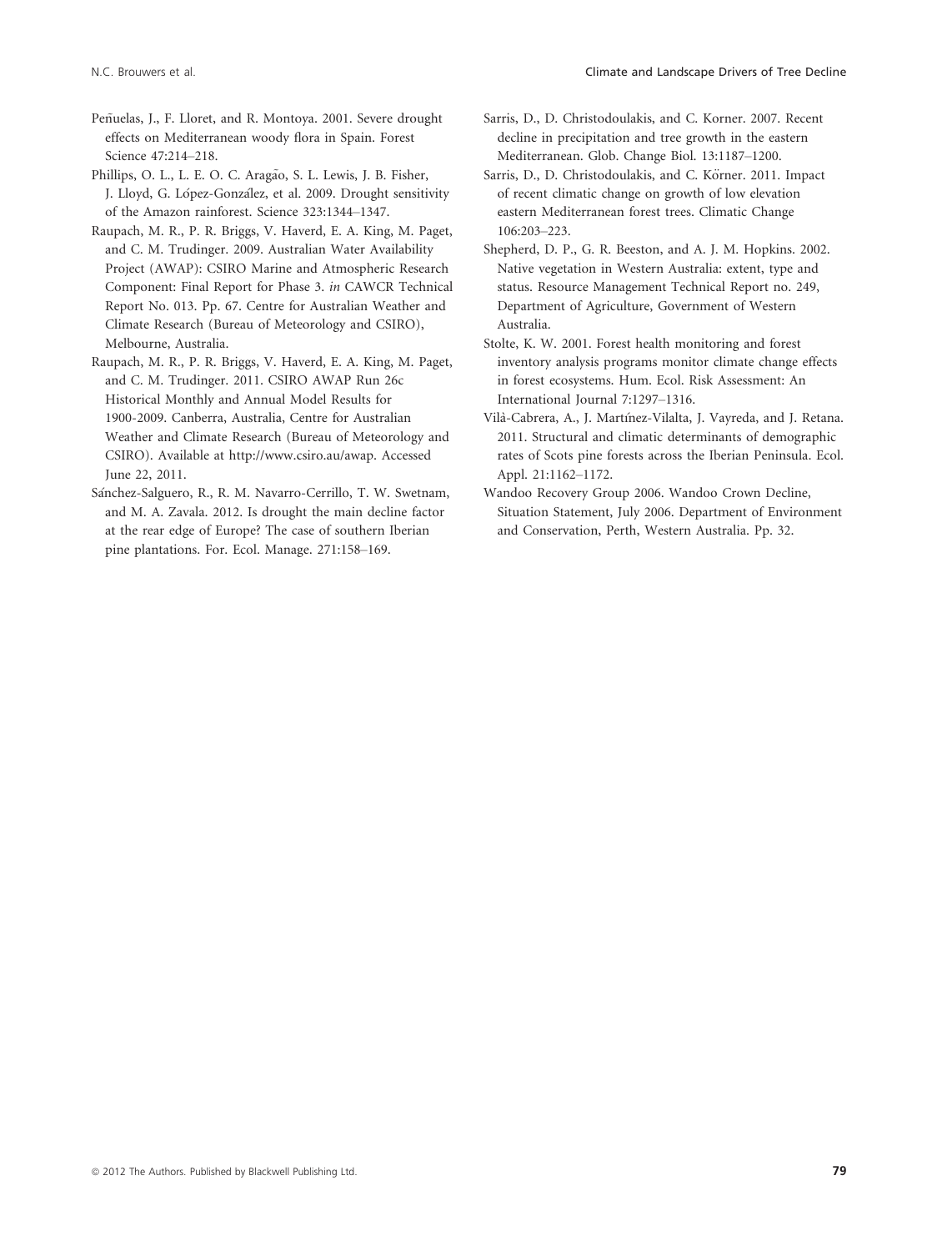Peñuelas, J., F. Lloret, and R. Montoya. 2001. Severe drought effects on Mediterranean woody flora in Spain. Forest Science 47:214–218.

Phillips, O. L., L. E. O. C. Aragão, S. L. Lewis, J. B. Fisher, J. Lloyd, G. López-González, et al. 2009. Drought sensitivity of the Amazon rainforest. Science 323:1344–1347.

Raupach, M. R., P. R. Briggs, V. Haverd, E. A. King, M. Paget, and C. M. Trudinger. 2009. Australian Water Availability Project (AWAP): CSIRO Marine and Atmospheric Research Component: Final Report for Phase 3. *in* CAWCR Technical Report No. 013. Pp. 67. Centre for Australian Weather and Climate Research (Bureau of Meteorology and CSIRO), Melbourne, Australia.

Raupach, M. R., P. R. Briggs, V. Haverd, E. A. King, M. Paget, and C. M. Trudinger. 2011. CSIRO AWAP Run 26c Historical Monthly and Annual Model Results for 1900-2009. Canberra, Australia, Centre for Australian Weather and Climate Research (Bureau of Meteorology and CSIRO). Available at http://www.csiro.au/awap. Accessed June 22, 2011.

Sánchez-Salguero, R., R. M. Navarro-Cerrillo, T. W. Swetnam, and M. A. Zavala. 2012. Is drought the main decline factor at the rear edge of Europe? The case of southern Iberian pine plantations. For. Ecol. Manage. 271:158–169.

Sarris, D., D. Christodoulakis, and C. Korner. 2007. Recent decline in precipitation and tree growth in the eastern Mediterranean. Glob. Change Biol. 13:1187–1200.

Sarris, D., D. Christodoulakis, and C. Körner. 2011. Impact of recent climatic change on growth of low elevation eastern Mediterranean forest trees. Climatic Change 106:203–223.

Shepherd, D. P., G. R. Beeston, and A. J. M. Hopkins. 2002. Native vegetation in Western Australia: extent, type and status. Resource Management Technical Report no. 249, Department of Agriculture, Government of Western Australia.

Stolte, K. W. 2001. Forest health monitoring and forest inventory analysis programs monitor climate change effects in forest ecosystems. Hum. Ecol. Risk Assessment: An International Journal 7:1297–1316.

Vilà-Cabrera, A., J. Martínez-Vilalta, J. Vayreda, and J. Retana. 2011. Structural and climatic determinants of demographic rates of Scots pine forests across the Iberian Peninsula. Ecol. Appl. 21:1162–1172.

Wandoo Recovery Group 2006. Wandoo Crown Decline, Situation Statement, July 2006. Department of Environment and Conservation, Perth, Western Australia. Pp. 32.